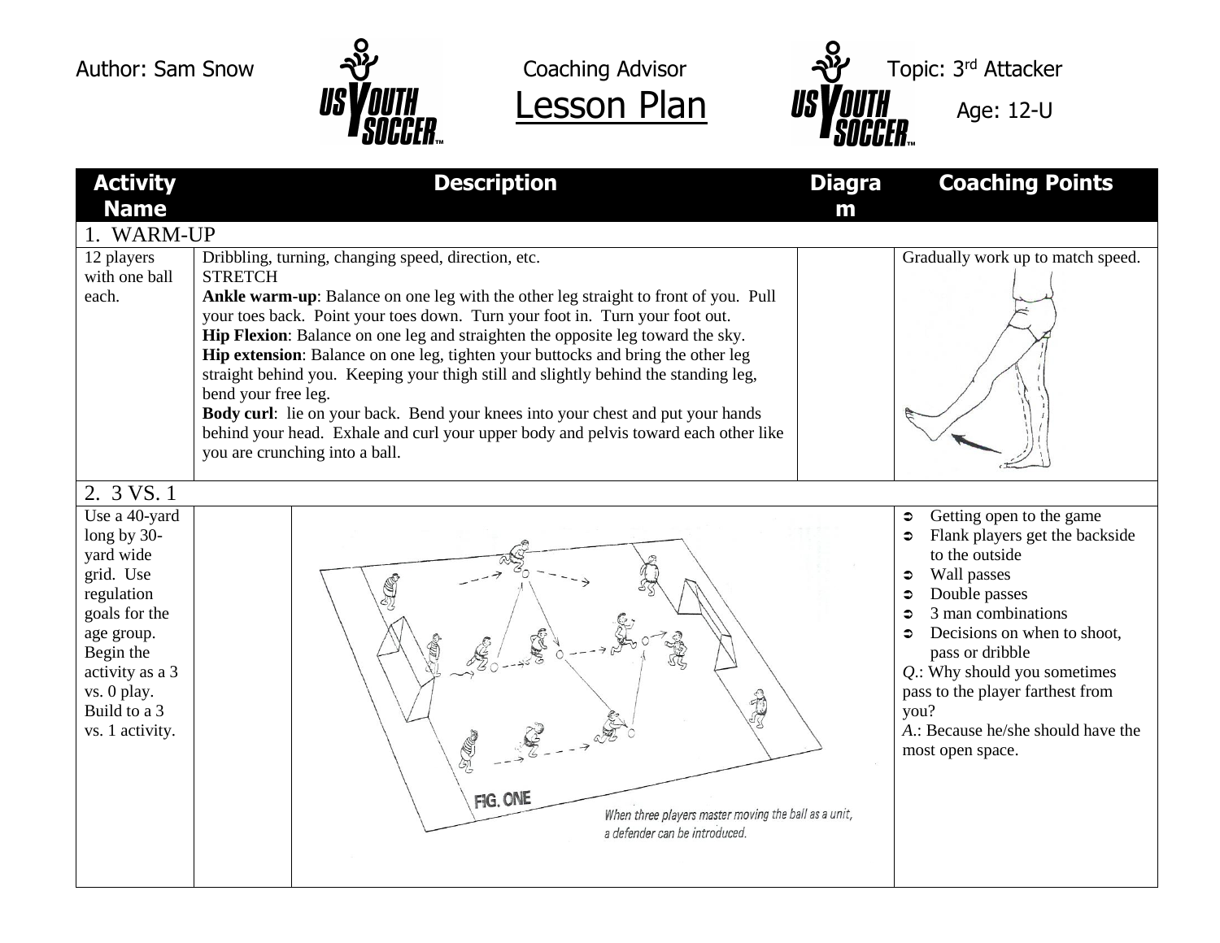Author: Sam Snow — Coaching Advisor — **Lesson Plan** — Topic: 3rd Attacker — Age: 12-U

| Activity Name | Description | Diagram | Coaching Points |
|---|---|---|---|
| **1. WARM-UP** | | | |
| 12 players with one ball each. | Dribbling, turning, changing speed, direction, etc.<br>STRETCH<br>**Ankle warm-up**: Balance on one leg with the other leg straight to front of you. Pull your toes back. Point your toes down. Turn your foot in. Turn your foot out.<br>**Hip Flexion**: Balance on one leg and straighten the opposite leg toward the sky.<br>**Hip extension**: Balance on one leg, tighten your buttocks and bring the other leg straight behind you. Keeping your thigh still and slightly behind the standing leg, bend your free leg.<br>**Body curl**: lie on your back. Bend your knees into your chest and put your hands behind your head. Exhale and curl your upper body and pelvis toward each other like you are crunching into a ball. | | Gradually work up to match speed. |
| **2. 3 VS. 1** | | | |
| Use a 40-yard long by 30-yard wide grid. Use regulation goals for the age group. Begin the activity as a 3 vs. 0 play. Build to a 3 vs. 1 activity. | | FIG. ONE<br>*When three players master moving the ball as a unit, a defender can be introduced.* | • Getting open to the game<br>• Flank players get the backside to the outside<br>• Wall passes<br>• Double passes<br>• 3 man combinations<br>• Decisions on when to shoot, pass or dribble<br>*Q.*: Why should you sometimes pass to the player farthest from you?<br>*A.*: Because he/she should have the most open space. |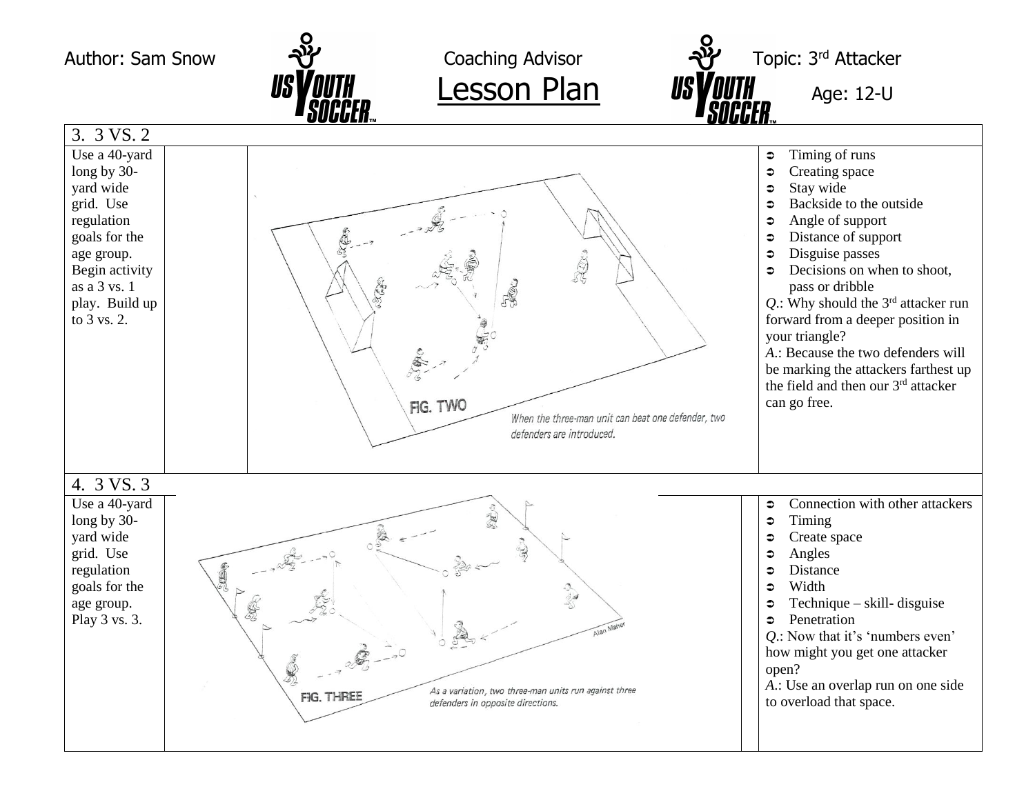Author: Sam Snow | Coaching Advisor **Lesson Plan** | Topic: 3rd Attacker | Age: 12-U

## 3. 3 VS. 2

Use a 40-yard long by 30-yard wide grid. Use regulation goals for the age group. Begin activity as a 3 vs. 1 play. Build up to 3 vs. 2.

FIG. TWO

When the three-man unit can beat one defender, two defenders are introduced.

- Timing of runs
- Creating space
- Stay wide
- Backside to the outside
- Angle of support
- Distance of support
- Disguise passes
- Decisions on when to shoot, pass or dribble

*Q.*: Why should the 3rd attacker run forward from a deeper position in your triangle?

*A.*: Because the two defenders will be marking the attackers farthest up the field and then our 3rd attacker can go free.

## 4. 3 VS. 3

Use a 40-yard long by 30-yard wide grid. Use regulation goals for the age group. Play 3 vs. 3.

FIG. THREE

As a variation, two three-man units run against three defenders in opposite directions.

- Connection with other attackers
- Timing
- Create space
- Angles
- Distance
- Width
- Technique – skill- disguise
- Penetration

*Q.*: Now that it's 'numbers even' how might you get one attacker open?

*A.*: Use an overlap run on one side to overload that space.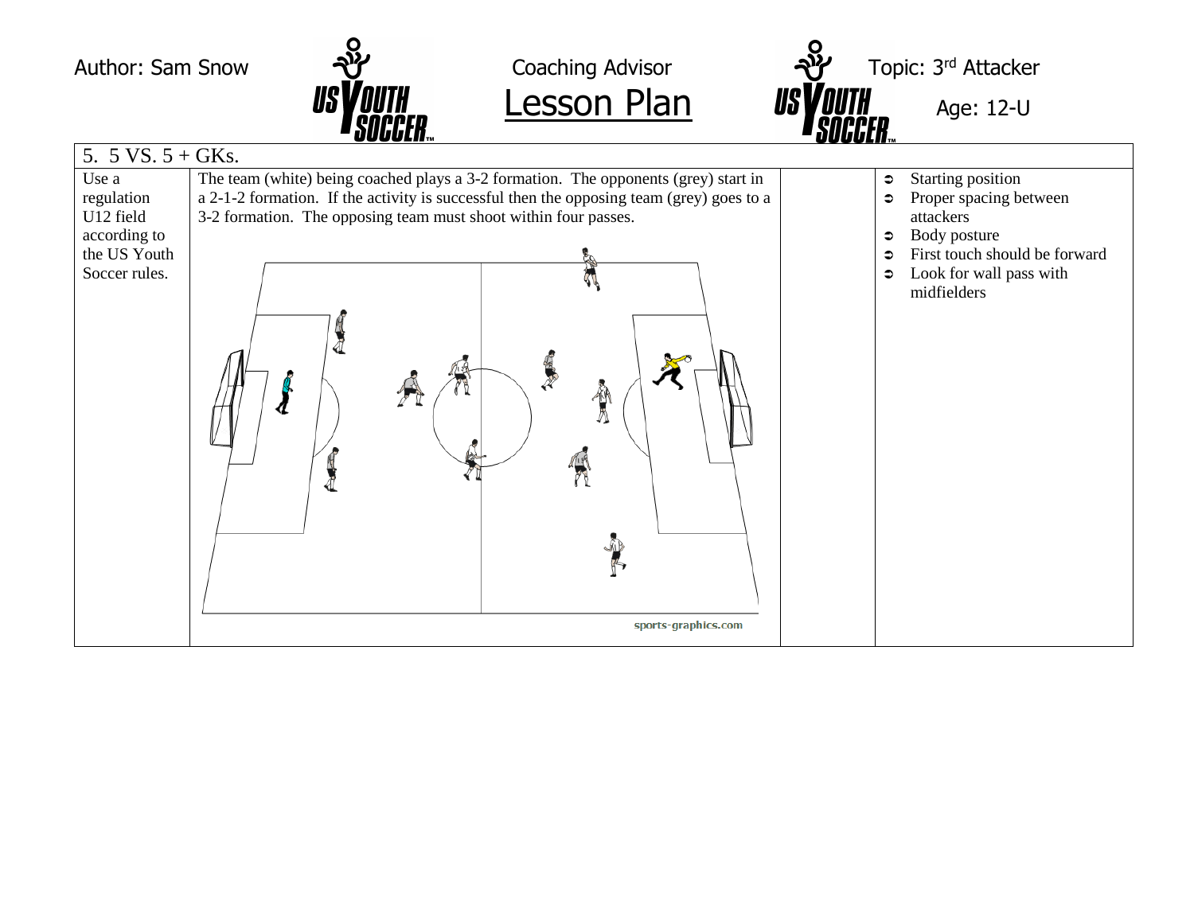Author: Sam Snow

Coaching Advisor

# Lesson Plan

Topic: 3rd Attacker

Age: 12-U

| 5. 5 VS. 5 + GKs. | | | |
|---|---|---|---|
| Use a regulation U12 field according to the US Youth Soccer rules. | The team (white) being coached plays a 3-2 formation. The opponents (grey) start in a 2-1-2 formation. If the activity is successful then the opposing team (grey) goes to a 3-2 formation. The opposing team must shoot within four passes. | | • Starting position<br>• Proper spacing between attackers<br>• Body posture<br>• First touch should be forward<br>• Look for wall pass with midfielders |

sports-graphics.com